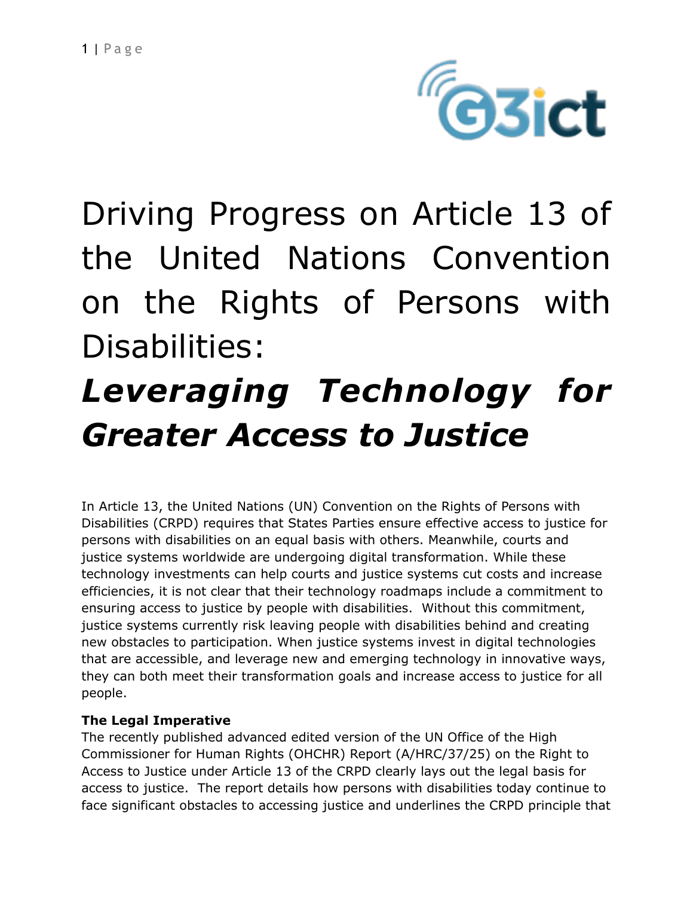# Driving Progress on Article 13 of the United Nations Convention on the Rights of Persons with Disabilities:

# ***Leveraging Technology for Greater Access to Justice***

In Article 13, the United Nations (UN) Convention on the Rights of Persons with Disabilities (CRPD) requires that States Parties ensure effective access to justice for persons with disabilities on an equal basis with others. Meanwhile, courts and justice systems worldwide are undergoing digital transformation. While these technology investments can help courts and justice systems cut costs and increase efficiencies, it is not clear that their technology roadmaps include a commitment to ensuring access to justice by people with disabilities. Without this commitment, justice systems currently risk leaving people with disabilities behind and creating new obstacles to participation. When justice systems invest in digital technologies that are accessible, and leverage new and emerging technology in innovative ways, they can both meet their transformation goals and increase access to justice for all people.

**The Legal Imperative**

The recently published advanced edited version of the UN Office of the High Commissioner for Human Rights (OHCHR) Report (A/HRC/37/25) on the Right to Access to Justice under Article 13 of the CRPD clearly lays out the legal basis for access to justice. The report details how persons with disabilities today continue to face significant obstacles to accessing justice and underlines the CRPD principle that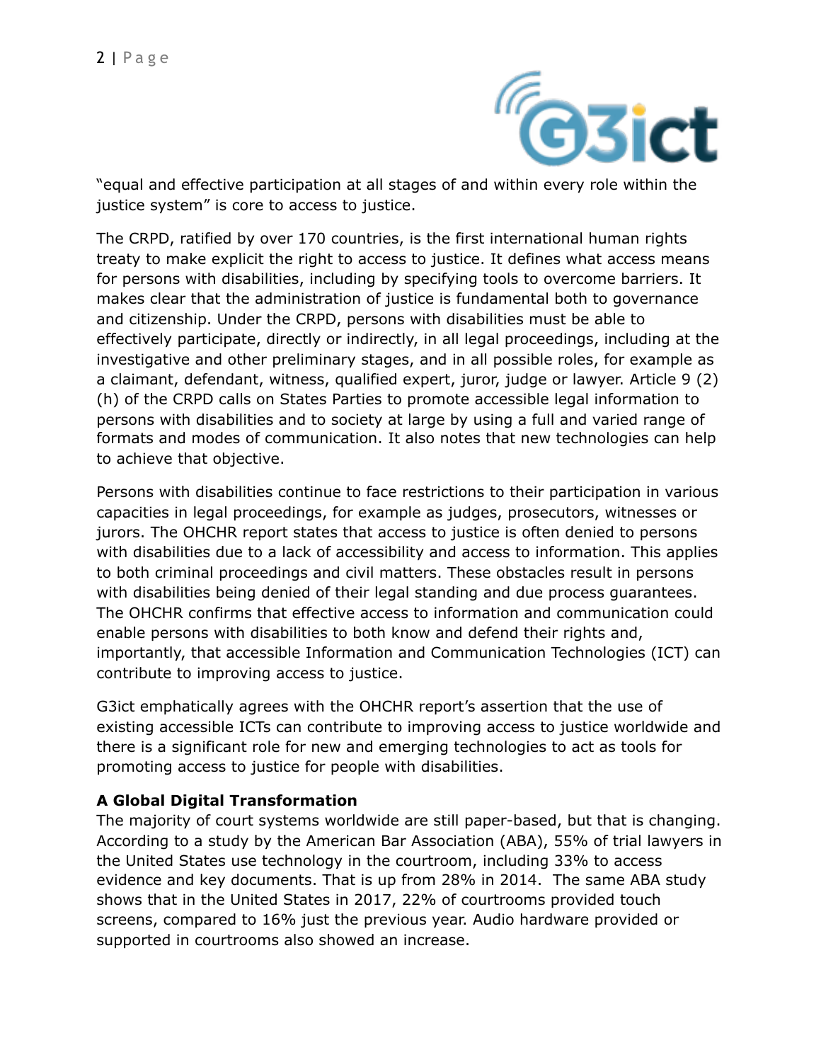"equal and effective participation at all stages of and within every role within the justice system" is core to access to justice.

The CRPD, ratified by over 170 countries, is the first international human rights treaty to make explicit the right to access to justice. It defines what access means for persons with disabilities, including by specifying tools to overcome barriers. It makes clear that the administration of justice is fundamental both to governance and citizenship. Under the CRPD, persons with disabilities must be able to effectively participate, directly or indirectly, in all legal proceedings, including at the investigative and other preliminary stages, and in all possible roles, for example as a claimant, defendant, witness, qualified expert, juror, judge or lawyer. Article 9 (2) (h) of the CRPD calls on States Parties to promote accessible legal information to persons with disabilities and to society at large by using a full and varied range of formats and modes of communication. It also notes that new technologies can help to achieve that objective.

Persons with disabilities continue to face restrictions to their participation in various capacities in legal proceedings, for example as judges, prosecutors, witnesses or jurors. The OHCHR report states that access to justice is often denied to persons with disabilities due to a lack of accessibility and access to information. This applies to both criminal proceedings and civil matters. These obstacles result in persons with disabilities being denied of their legal standing and due process guarantees. The OHCHR confirms that effective access to information and communication could enable persons with disabilities to both know and defend their rights and, importantly, that accessible Information and Communication Technologies (ICT) can contribute to improving access to justice.

G3ict emphatically agrees with the OHCHR report's assertion that the use of existing accessible ICTs can contribute to improving access to justice worldwide and there is a significant role for new and emerging technologies to act as tools for promoting access to justice for people with disabilities.

**A Global Digital Transformation**

The majority of court systems worldwide are still paper-based, but that is changing. According to a study by the American Bar Association (ABA), 55% of trial lawyers in the United States use technology in the courtroom, including 33% to access evidence and key documents. That is up from 28% in 2014. The same ABA study shows that in the United States in 2017, 22% of courtrooms provided touch screens, compared to 16% just the previous year. Audio hardware provided or supported in courtrooms also showed an increase.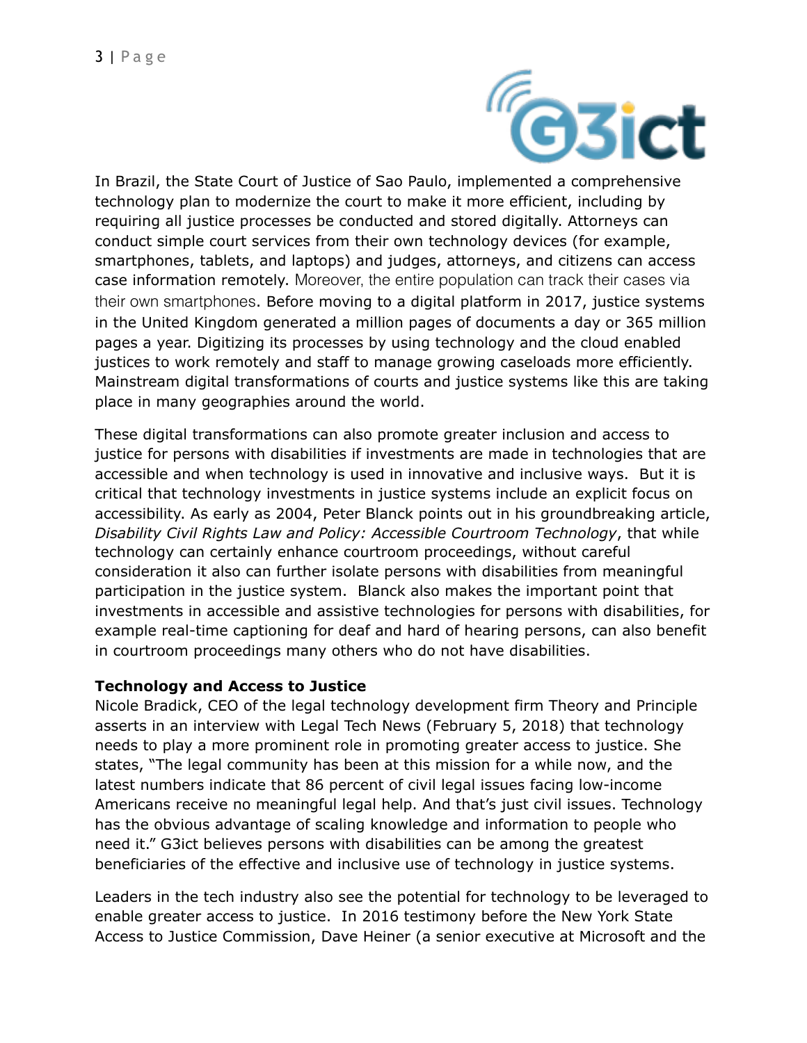In Brazil, the State Court of Justice of Sao Paulo, implemented a comprehensive technology plan to modernize the court to make it more efficient, including by requiring all justice processes be conducted and stored digitally. Attorneys can conduct simple court services from their own technology devices (for example, smartphones, tablets, and laptops) and judges, attorneys, and citizens can access case information remotely. Moreover, the entire population can track their cases via their own smartphones. Before moving to a digital platform in 2017, justice systems in the United Kingdom generated a million pages of documents a day or 365 million pages a year. Digitizing its processes by using technology and the cloud enabled justices to work remotely and staff to manage growing caseloads more efficiently. Mainstream digital transformations of courts and justice systems like this are taking place in many geographies around the world.

These digital transformations can also promote greater inclusion and access to justice for persons with disabilities if investments are made in technologies that are accessible and when technology is used in innovative and inclusive ways. But it is critical that technology investments in justice systems include an explicit focus on accessibility. As early as 2004, Peter Blanck points out in his groundbreaking article, *Disability Civil Rights Law and Policy: Accessible Courtroom Technology*, that while technology can certainly enhance courtroom proceedings, without careful consideration it also can further isolate persons with disabilities from meaningful participation in the justice system. Blanck also makes the important point that investments in accessible and assistive technologies for persons with disabilities, for example real-time captioning for deaf and hard of hearing persons, can also benefit in courtroom proceedings many others who do not have disabilities.

**Technology and Access to Justice**

Nicole Bradick, CEO of the legal technology development firm Theory and Principle asserts in an interview with Legal Tech News (February 5, 2018) that technology needs to play a more prominent role in promoting greater access to justice. She states, "The legal community has been at this mission for a while now, and the latest numbers indicate that 86 percent of civil legal issues facing low-income Americans receive no meaningful legal help. And that's just civil issues. Technology has the obvious advantage of scaling knowledge and information to people who need it." G3ict believes persons with disabilities can be among the greatest beneficiaries of the effective and inclusive use of technology in justice systems.

Leaders in the tech industry also see the potential for technology to be leveraged to enable greater access to justice. In 2016 testimony before the New York State Access to Justice Commission, Dave Heiner (a senior executive at Microsoft and the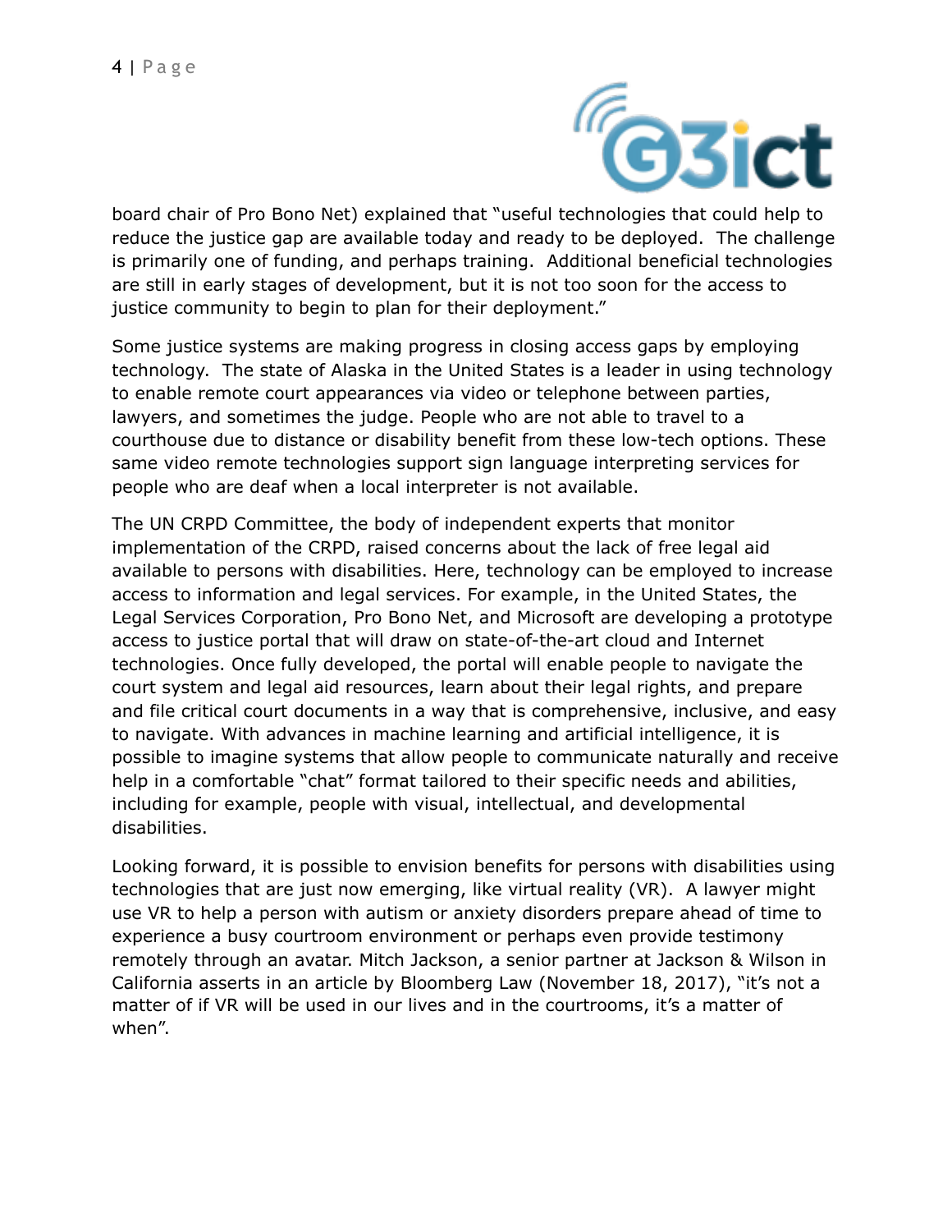board chair of Pro Bono Net) explained that "useful technologies that could help to reduce the justice gap are available today and ready to be deployed. The challenge is primarily one of funding, and perhaps training. Additional beneficial technologies are still in early stages of development, but it is not too soon for the access to justice community to begin to plan for their deployment."

Some justice systems are making progress in closing access gaps by employing technology. The state of Alaska in the United States is a leader in using technology to enable remote court appearances via video or telephone between parties, lawyers, and sometimes the judge. People who are not able to travel to a courthouse due to distance or disability benefit from these low-tech options. These same video remote technologies support sign language interpreting services for people who are deaf when a local interpreter is not available.

The UN CRPD Committee, the body of independent experts that monitor implementation of the CRPD, raised concerns about the lack of free legal aid available to persons with disabilities. Here, technology can be employed to increase access to information and legal services. For example, in the United States, the Legal Services Corporation, Pro Bono Net, and Microsoft are developing a prototype access to justice portal that will draw on state-of-the-art cloud and Internet technologies. Once fully developed, the portal will enable people to navigate the court system and legal aid resources, learn about their legal rights, and prepare and file critical court documents in a way that is comprehensive, inclusive, and easy to navigate. With advances in machine learning and artificial intelligence, it is possible to imagine systems that allow people to communicate naturally and receive help in a comfortable "chat" format tailored to their specific needs and abilities, including for example, people with visual, intellectual, and developmental disabilities.

Looking forward, it is possible to envision benefits for persons with disabilities using technologies that are just now emerging, like virtual reality (VR). A lawyer might use VR to help a person with autism or anxiety disorders prepare ahead of time to experience a busy courtroom environment or perhaps even provide testimony remotely through an avatar. Mitch Jackson, a senior partner at Jackson & Wilson in California asserts in an article by Bloomberg Law (November 18, 2017), "it's not a matter of if VR will be used in our lives and in the courtrooms, it's a matter of when".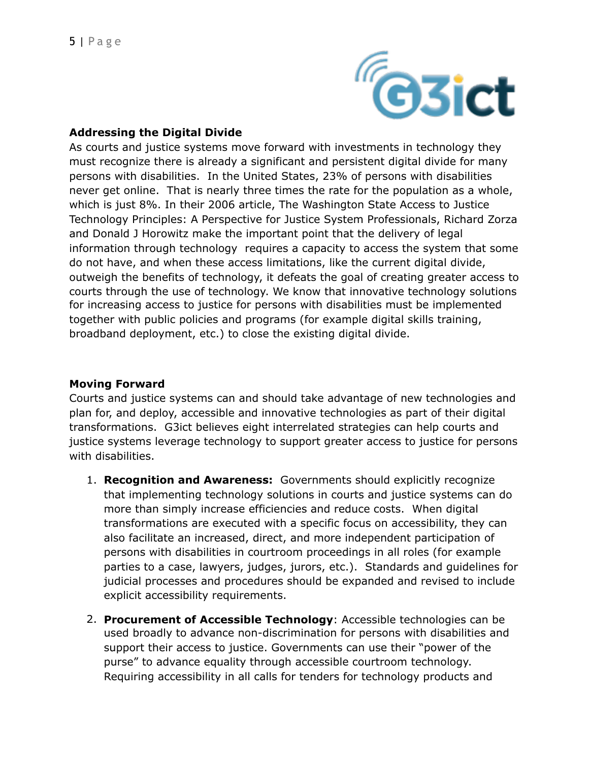**Addressing the Digital Divide**

As courts and justice systems move forward with investments in technology they must recognize there is already a significant and persistent digital divide for many persons with disabilities. In the United States, 23% of persons with disabilities never get online. That is nearly three times the rate for the population as a whole, which is just 8%. In their 2006 article, The Washington State Access to Justice Technology Principles: A Perspective for Justice System Professionals, Richard Zorza and Donald J Horowitz make the important point that the delivery of legal information through technology requires a capacity to access the system that some do not have, and when these access limitations, like the current digital divide, outweigh the benefits of technology, it defeats the goal of creating greater access to courts through the use of technology. We know that innovative technology solutions for increasing access to justice for persons with disabilities must be implemented together with public policies and programs (for example digital skills training, broadband deployment, etc.) to close the existing digital divide.

**Moving Forward**

Courts and justice systems can and should take advantage of new technologies and plan for, and deploy, accessible and innovative technologies as part of their digital transformations. G3ict believes eight interrelated strategies can help courts and justice systems leverage technology to support greater access to justice for persons with disabilities.

1. **Recognition and Awareness:** Governments should explicitly recognize that implementing technology solutions in courts and justice systems can do more than simply increase efficiencies and reduce costs. When digital transformations are executed with a specific focus on accessibility, they can also facilitate an increased, direct, and more independent participation of persons with disabilities in courtroom proceedings in all roles (for example parties to a case, lawyers, judges, jurors, etc.). Standards and guidelines for judicial processes and procedures should be expanded and revised to include explicit accessibility requirements.

2. **Procurement of Accessible Technology**: Accessible technologies can be used broadly to advance non-discrimination for persons with disabilities and support their access to justice. Governments can use their "power of the purse" to advance equality through accessible courtroom technology. Requiring accessibility in all calls for tenders for technology products and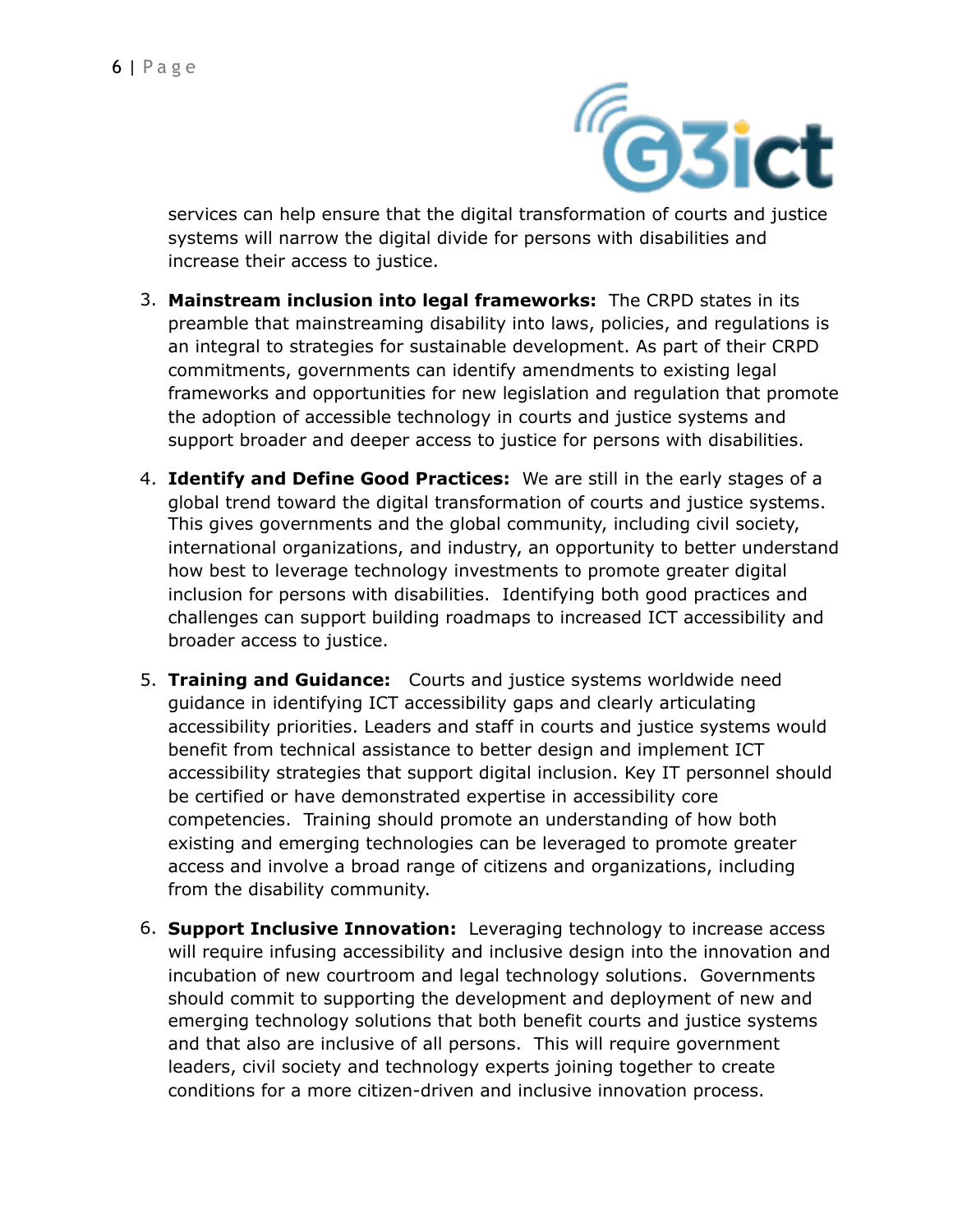services can help ensure that the digital transformation of courts and justice systems will narrow the digital divide for persons with disabilities and increase their access to justice.

3. **Mainstream inclusion into legal frameworks:** The CRPD states in its preamble that mainstreaming disability into laws, policies, and regulations is an integral to strategies for sustainable development. As part of their CRPD commitments, governments can identify amendments to existing legal frameworks and opportunities for new legislation and regulation that promote the adoption of accessible technology in courts and justice systems and support broader and deeper access to justice for persons with disabilities.

4. **Identify and Define Good Practices:** We are still in the early stages of a global trend toward the digital transformation of courts and justice systems. This gives governments and the global community, including civil society, international organizations, and industry, an opportunity to better understand how best to leverage technology investments to promote greater digital inclusion for persons with disabilities. Identifying both good practices and challenges can support building roadmaps to increased ICT accessibility and broader access to justice.

5. **Training and Guidance:** Courts and justice systems worldwide need guidance in identifying ICT accessibility gaps and clearly articulating accessibility priorities. Leaders and staff in courts and justice systems would benefit from technical assistance to better design and implement ICT accessibility strategies that support digital inclusion. Key IT personnel should be certified or have demonstrated expertise in accessibility core competencies. Training should promote an understanding of how both existing and emerging technologies can be leveraged to promote greater access and involve a broad range of citizens and organizations, including from the disability community.

6. **Support Inclusive Innovation:** Leveraging technology to increase access will require infusing accessibility and inclusive design into the innovation and incubation of new courtroom and legal technology solutions. Governments should commit to supporting the development and deployment of new and emerging technology solutions that both benefit courts and justice systems and that also are inclusive of all persons. This will require government leaders, civil society and technology experts joining together to create conditions for a more citizen-driven and inclusive innovation process.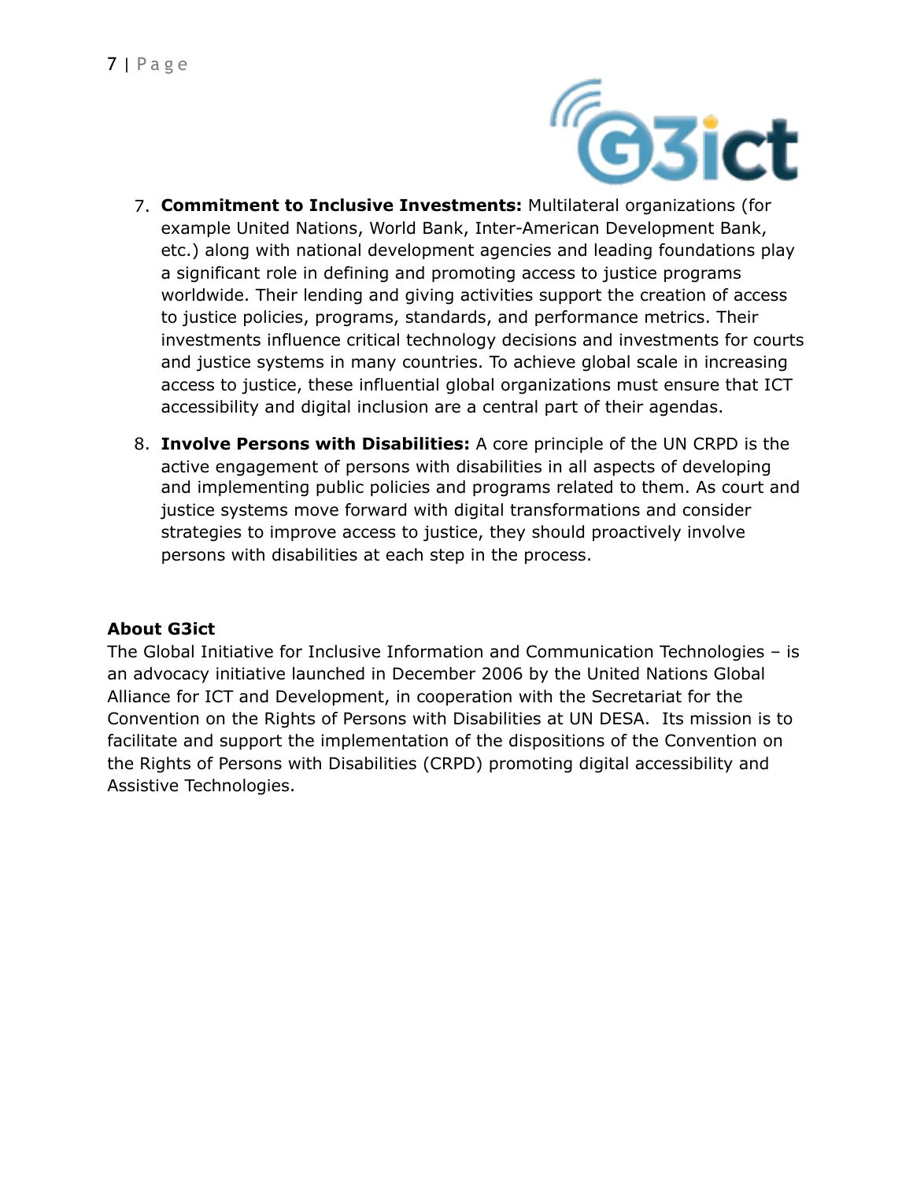7. **Commitment to Inclusive Investments:** Multilateral organizations (for example United Nations, World Bank, Inter-American Development Bank, etc.) along with national development agencies and leading foundations play a significant role in defining and promoting access to justice programs worldwide. Their lending and giving activities support the creation of access to justice policies, programs, standards, and performance metrics. Their investments influence critical technology decisions and investments for courts and justice systems in many countries. To achieve global scale in increasing access to justice, these influential global organizations must ensure that ICT accessibility and digital inclusion are a central part of their agendas.

8. **Involve Persons with Disabilities:** A core principle of the UN CRPD is the active engagement of persons with disabilities in all aspects of developing and implementing public policies and programs related to them. As court and justice systems move forward with digital transformations and consider strategies to improve access to justice, they should proactively involve persons with disabilities at each step in the process.

**About G3ict**

The Global Initiative for Inclusive Information and Communication Technologies – is an advocacy initiative launched in December 2006 by the United Nations Global Alliance for ICT and Development, in cooperation with the Secretariat for the Convention on the Rights of Persons with Disabilities at UN DESA. Its mission is to facilitate and support the implementation of the dispositions of the Convention on the Rights of Persons with Disabilities (CRPD) promoting digital accessibility and Assistive Technologies.